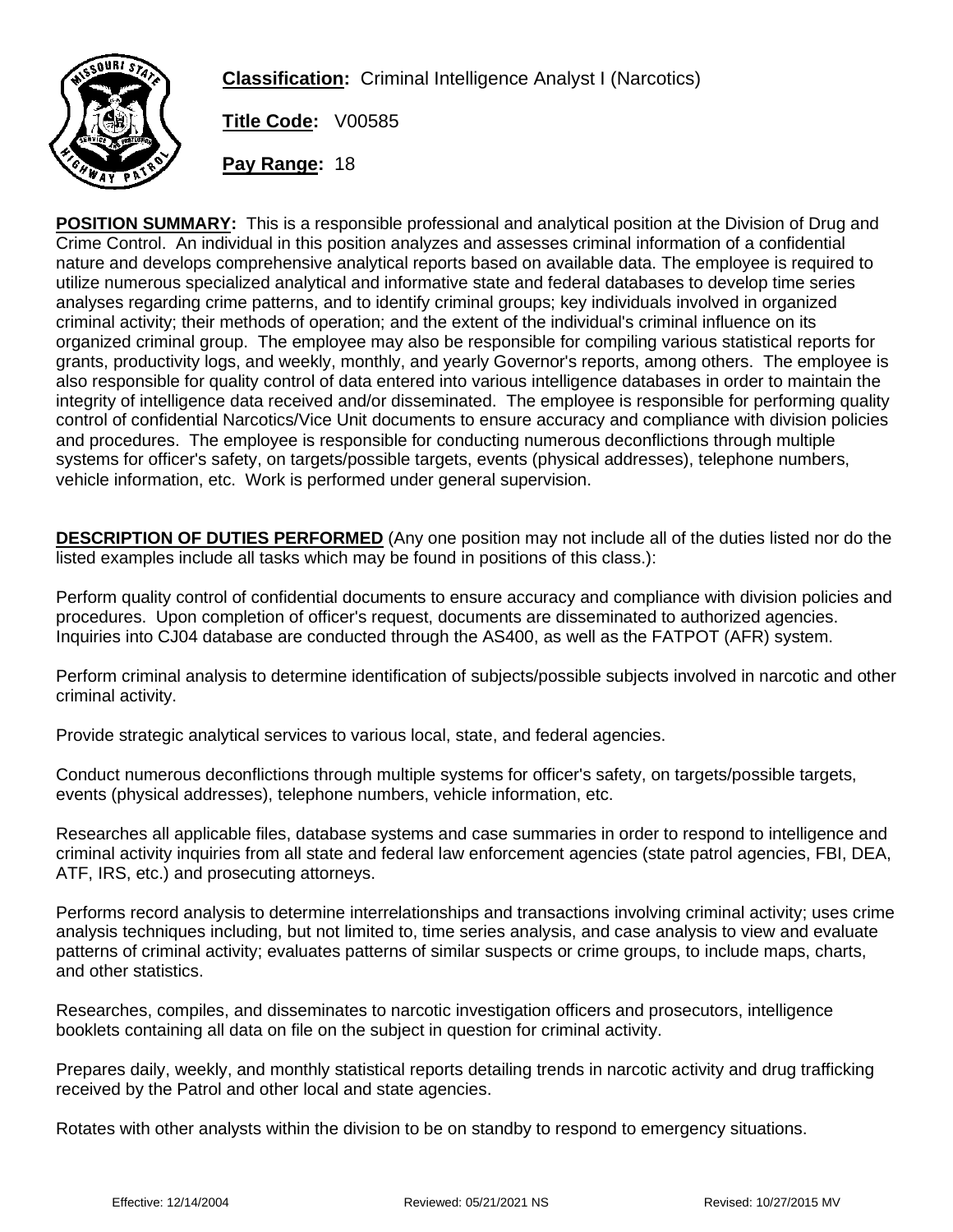**Classification:** Criminal Intelligence Analyst I (Narcotics)

**Title Code:** V00585

**Pay Range:** 18

**POSITION SUMMARY:** This is a responsible professional and analytical position at the Division of Drug and Crime Control. An individual in this position analyzes and assesses criminal information of a confidential nature and develops comprehensive analytical reports based on available data. The employee is required to utilize numerous specialized analytical and informative state and federal databases to develop time series analyses regarding crime patterns, and to identify criminal groups; key individuals involved in organized criminal activity; their methods of operation; and the extent of the individual's criminal influence on its organized criminal group. The employee may also be responsible for compiling various statistical reports for grants, productivity logs, and weekly, monthly, and yearly Governor's reports, among others. The employee is also responsible for quality control of data entered into various intelligence databases in order to maintain the integrity of intelligence data received and/or disseminated. The employee is responsible for performing quality control of confidential Narcotics/Vice Unit documents to ensure accuracy and compliance with division policies and procedures. The employee is responsible for conducting numerous deconflictions through multiple systems for officer's safety, on targets/possible targets, events (physical addresses), telephone numbers, vehicle information, etc. Work is performed under general supervision.

**DESCRIPTION OF DUTIES PERFORMED** (Any one position may not include all of the duties listed nor do the listed examples include all tasks which may be found in positions of this class.):

Perform quality control of confidential documents to ensure accuracy and compliance with division policies and procedures. Upon completion of officer's request, documents are disseminated to authorized agencies. Inquiries into CJ04 database are conducted through the AS400, as well as the FATPOT (AFR) system.

Perform criminal analysis to determine identification of subjects/possible subjects involved in narcotic and other criminal activity.

Provide strategic analytical services to various local, state, and federal agencies.

Conduct numerous deconflictions through multiple systems for officer's safety, on targets/possible targets, events (physical addresses), telephone numbers, vehicle information, etc.

Researches all applicable files, database systems and case summaries in order to respond to intelligence and criminal activity inquiries from all state and federal law enforcement agencies (state patrol agencies, FBI, DEA, ATF, IRS, etc.) and prosecuting attorneys.

Performs record analysis to determine interrelationships and transactions involving criminal activity; uses crime analysis techniques including, but not limited to, time series analysis, and case analysis to view and evaluate patterns of criminal activity; evaluates patterns of similar suspects or crime groups, to include maps, charts, and other statistics.

Researches, compiles, and disseminates to narcotic investigation officers and prosecutors, intelligence booklets containing all data on file on the subject in question for criminal activity.

Prepares daily, weekly, and monthly statistical reports detailing trends in narcotic activity and drug trafficking received by the Patrol and other local and state agencies.

Rotates with other analysts within the division to be on standby to respond to emergency situations.

Effective: 12/14/2004 Reviewed: 05/21/2021 NS Revised: 10/27/2015 MV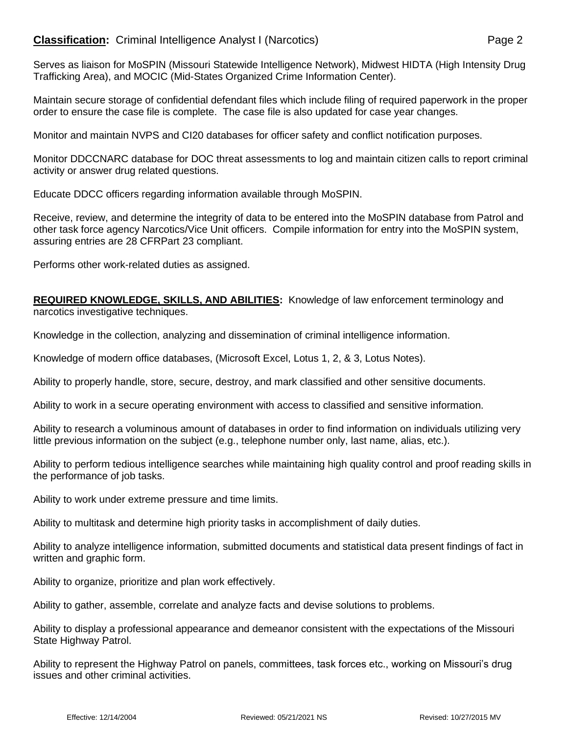**Classification:** Criminal Intelligence Analyst I (Narcotics)

Serves as liaison for MoSPIN (Missouri Statewide Intelligence Network), Midwest HIDTA (High Intensity Drug Trafficking Area), and MOCIC (Mid-States Organized Crime Information Center).

Maintain secure storage of confidential defendant files which include filing of required paperwork in the proper order to ensure the case file is complete. The case file is also updated for case year changes.

Monitor and maintain NVPS and CI20 databases for officer safety and conflict notification purposes.

Monitor DDCCNARC database for DOC threat assessments to log and maintain citizen calls to report criminal activity or answer drug related questions.

Educate DDCC officers regarding information available through MoSPIN.

Receive, review, and determine the integrity of data to be entered into the MoSPIN database from Patrol and other task force agency Narcotics/Vice Unit officers. Compile information for entry into the MoSPIN system, assuring entries are 28 CFRPart 23 compliant.

Performs other work-related duties as assigned.

**REQUIRED KNOWLEDGE, SKILLS, AND ABILITIES:** Knowledge of law enforcement terminology and narcotics investigative techniques.

Knowledge in the collection, analyzing and dissemination of criminal intelligence information.

Knowledge of modern office databases, (Microsoft Excel, Lotus 1, 2, & 3, Lotus Notes).

Ability to properly handle, store, secure, destroy, and mark classified and other sensitive documents.

Ability to work in a secure operating environment with access to classified and sensitive information.

Ability to research a voluminous amount of databases in order to find information on individuals utilizing very little previous information on the subject (e.g., telephone number only, last name, alias, etc.).

Ability to perform tedious intelligence searches while maintaining high quality control and proof reading skills in the performance of job tasks.

Ability to work under extreme pressure and time limits.

Ability to multitask and determine high priority tasks in accomplishment of daily duties.

Ability to analyze intelligence information, submitted documents and statistical data present findings of fact in written and graphic form.

Ability to organize, prioritize and plan work effectively.

Ability to gather, assemble, correlate and analyze facts and devise solutions to problems.

Ability to display a professional appearance and demeanor consistent with the expectations of the Missouri State Highway Patrol.

Ability to represent the Highway Patrol on panels, committees, task forces etc., working on Missouri's drug issues and other criminal activities.

Effective: 12/14/2004 Reviewed: 05/21/2021 NS Revised: 10/27/2015 MV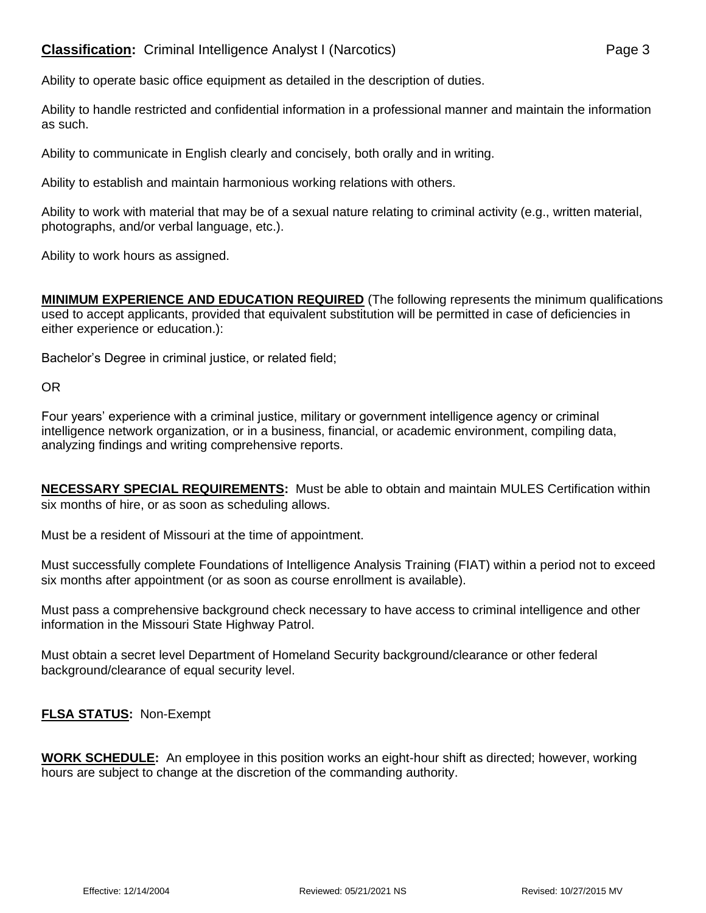Ability to operate basic office equipment as detailed in the description of duties.

Ability to handle restricted and confidential information in a professional manner and maintain the information as such.

Ability to communicate in English clearly and concisely, both orally and in writing.

Ability to establish and maintain harmonious working relations with others.

Ability to work with material that may be of a sexual nature relating to criminal activity (e.g., written material, photographs, and/or verbal language, etc.).

Ability to work hours as assigned.

**MINIMUM EXPERIENCE AND EDUCATION REQUIRED** (The following represents the minimum qualifications used to accept applicants, provided that equivalent substitution will be permitted in case of deficiencies in either experience or education.):

Bachelor's Degree in criminal justice, or related field;

OR

Four years' experience with a criminal justice, military or government intelligence agency or criminal intelligence network organization, or in a business, financial, or academic environment, compiling data, analyzing findings and writing comprehensive reports.

**NECESSARY SPECIAL REQUIREMENTS:** Must be able to obtain and maintain MULES Certification within six months of hire, or as soon as scheduling allows.

Must be a resident of Missouri at the time of appointment.

Must successfully complete Foundations of Intelligence Analysis Training (FIAT) within a period not to exceed six months after appointment (or as soon as course enrollment is available).

Must pass a comprehensive background check necessary to have access to criminal intelligence and other information in the Missouri State Highway Patrol.

Must obtain a secret level Department of Homeland Security background/clearance or other federal background/clearance of equal security level.

**FLSA STATUS:** Non-Exempt

**WORK SCHEDULE:** An employee in this position works an eight-hour shift as directed; however, working hours are subject to change at the discretion of the commanding authority.